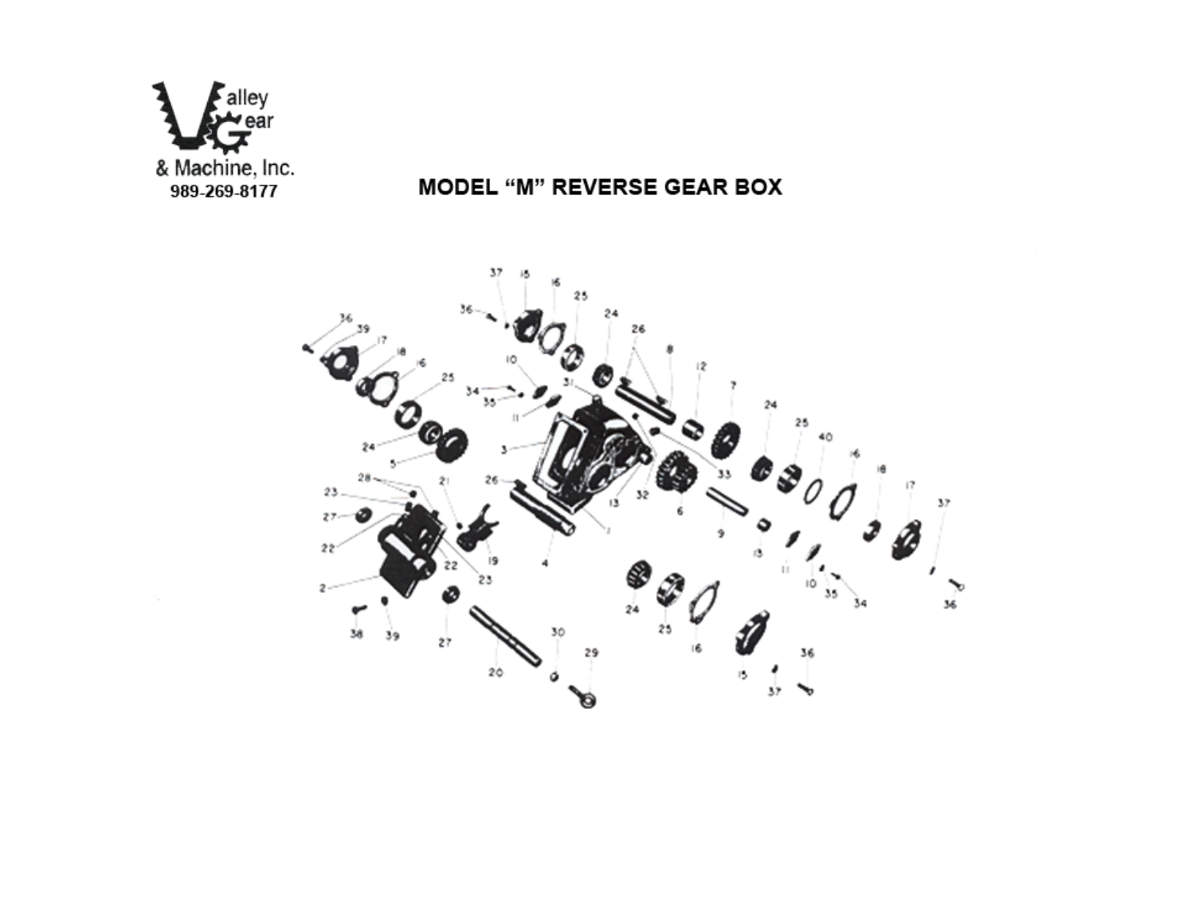Valley Gear & Machine, Inc.
989-269-8177

# MODEL “M” REVERSE GEAR BOX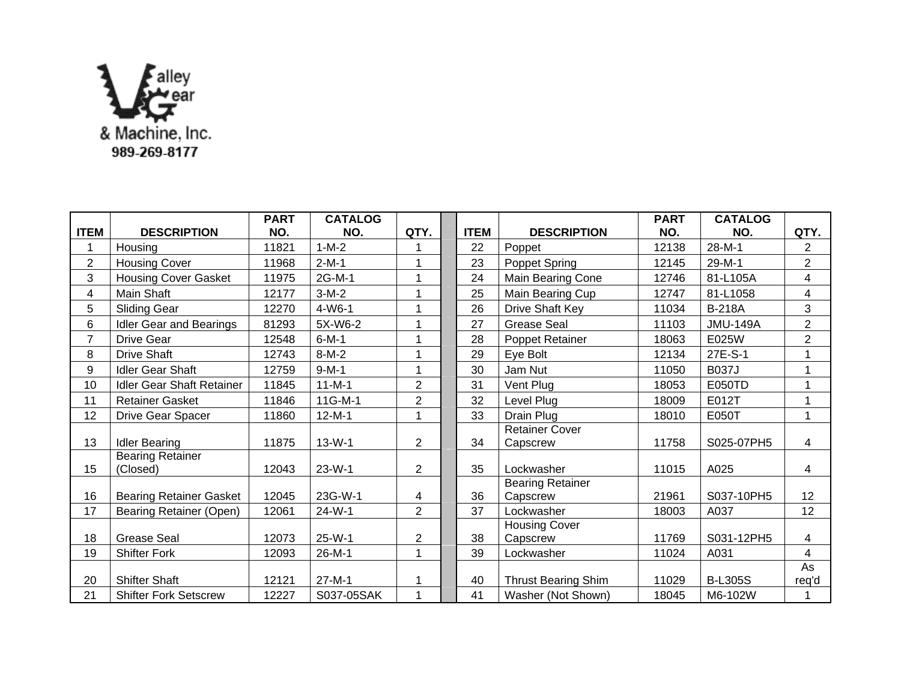Valley Gear & Machine, Inc.
989-269-8177

| ITEM | DESCRIPTION | PART NO. | CATALOG NO. | QTY. | | ITEM | DESCRIPTION | PART NO. | CATALOG NO. | QTY. |
|---|---|---|---|---|---|---|---|---|---|---|
| 1 | Housing | 11821 | 1-M-2 | 1 | | 22 | Poppet | 12138 | 28-M-1 | 2 |
| 2 | Housing Cover | 11968 | 2-M-1 | 1 | | 23 | Poppet Spring | 12145 | 29-M-1 | 2 |
| 3 | Housing Cover Gasket | 11975 | 2G-M-1 | 1 | | 24 | Main Bearing Cone | 12746 | 81-L105A | 4 |
| 4 | Main Shaft | 12177 | 3-M-2 | 1 | | 25 | Main Bearing Cup | 12747 | 81-L1058 | 4 |
| 5 | Sliding Gear | 12270 | 4-W6-1 | 1 | | 26 | Drive Shaft Key | 11034 | B-218A | 3 |
| 6 | Idler Gear and Bearings | 81293 | 5X-W6-2 | 1 | | 27 | Grease Seal | 11103 | JMU-149A | 2 |
| 7 | Drive Gear | 12548 | 6-M-1 | 1 | | 28 | Poppet Retainer | 18063 | E025W | 2 |
| 8 | Drive Shaft | 12743 | 8-M-2 | 1 | | 29 | Eye Bolt | 12134 | 27E-S-1 | 1 |
| 9 | Idler Gear Shaft | 12759 | 9-M-1 | 1 | | 30 | Jam Nut | 11050 | B037J | 1 |
| 10 | Idler Gear Shaft Retainer | 11845 | 11-M-1 | 2 | | 31 | Vent Plug | 18053 | E050TD | 1 |
| 11 | Retainer Gasket | 11846 | 11G-M-1 | 2 | | 32 | Level Plug | 18009 | E012T | 1 |
| 12 | Drive Gear Spacer | 11860 | 12-M-1 | 1 | | 33 | Drain Plug | 18010 | E050T | 1 |
| 13 | Idler Bearing | 11875 | 13-W-1 | 2 | | 34 | Retainer Cover Capscrew | 11758 | S025-07PH5 | 4 |
| 15 | Bearing Retainer (Closed) | 12043 | 23-W-1 | 2 | | 35 | Lockwasher | 11015 | A025 | 4 |
| 16 | Bearing Retainer Gasket | 12045 | 23G-W-1 | 4 | | 36 | Bearing Retainer Capscrew | 21961 | S037-10PH5 | 12 |
| 17 | Bearing Retainer (Open) | 12061 | 24-W-1 | 2 | | 37 | Lockwasher | 18003 | A037 | 12 |
| 18 | Grease Seal | 12073 | 25-W-1 | 2 | | 38 | Housing Cover Capscrew | 11769 | S031-12PH5 | 4 |
| 19 | Shifter Fork | 12093 | 26-M-1 | 1 | | 39 | Lockwasher | 11024 | A031 | 4 |
| 20 | Shifter Shaft | 12121 | 27-M-1 | 1 | | 40 | Thrust Bearing Shim | 11029 | B-L305S | As req'd |
| 21 | Shifter Fork Setscrew | 12227 | S037-05SAK | 1 | | 41 | Washer (Not Shown) | 18045 | M6-102W | 1 |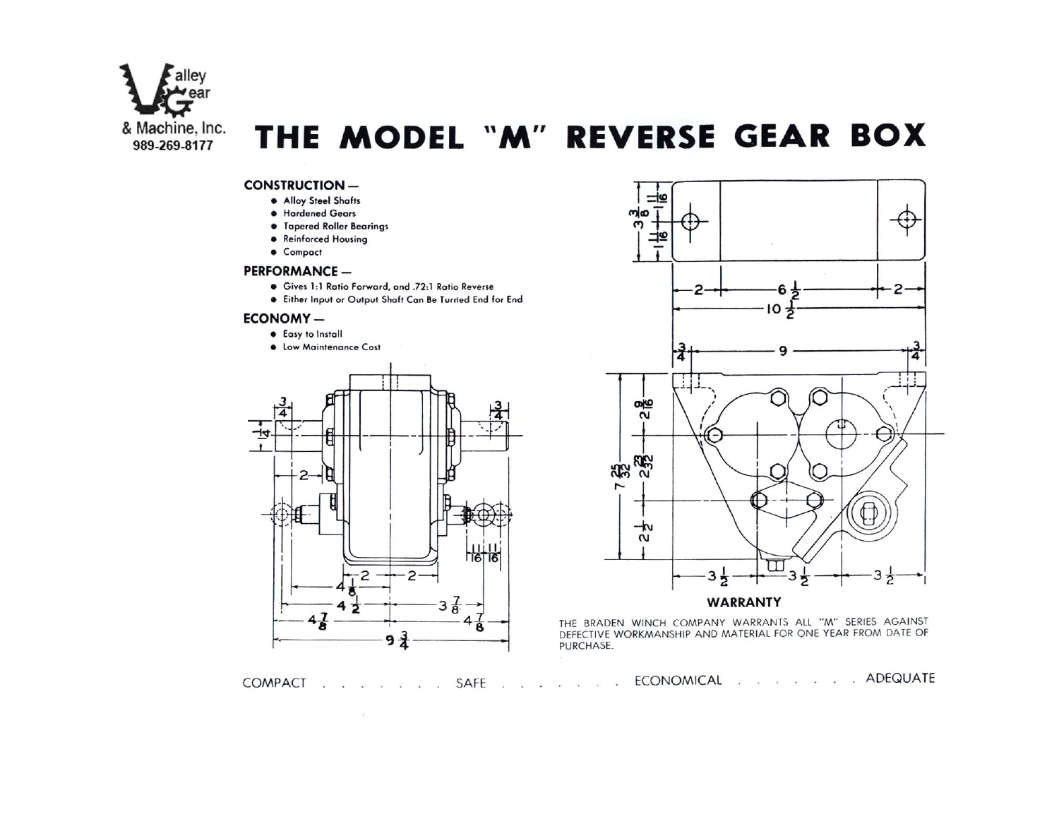Valley Gear & Machine, Inc.
989-269-8177

# THE MODEL "M" REVERSE GEAR BOX

### CONSTRUCTION —

- Alloy Steel Shafts
- Hardened Gears
- Tapered Roller Bearings
- Reinforced Housing
- Compact

### PERFORMANCE —

- Gives 1:1 Ratio Forward, and .72:1 Ratio Reverse
- Either Input or Output Shaft Can Be Turned End for End

### ECONOMY —

- Easy to Install
- Low Maintenance Cost

### WARRANTY

THE BRADEN WINCH COMPANY WARRANTS ALL "M" SERIES AGAINST DEFECTIVE WORKMANSHIP AND MATERIAL FOR ONE YEAR FROM DATE OF PURCHASE.

COMPACT . . . . . . . . SAFE . . . . . . . . ECONOMICAL . . . . . . . . ADEQUATE